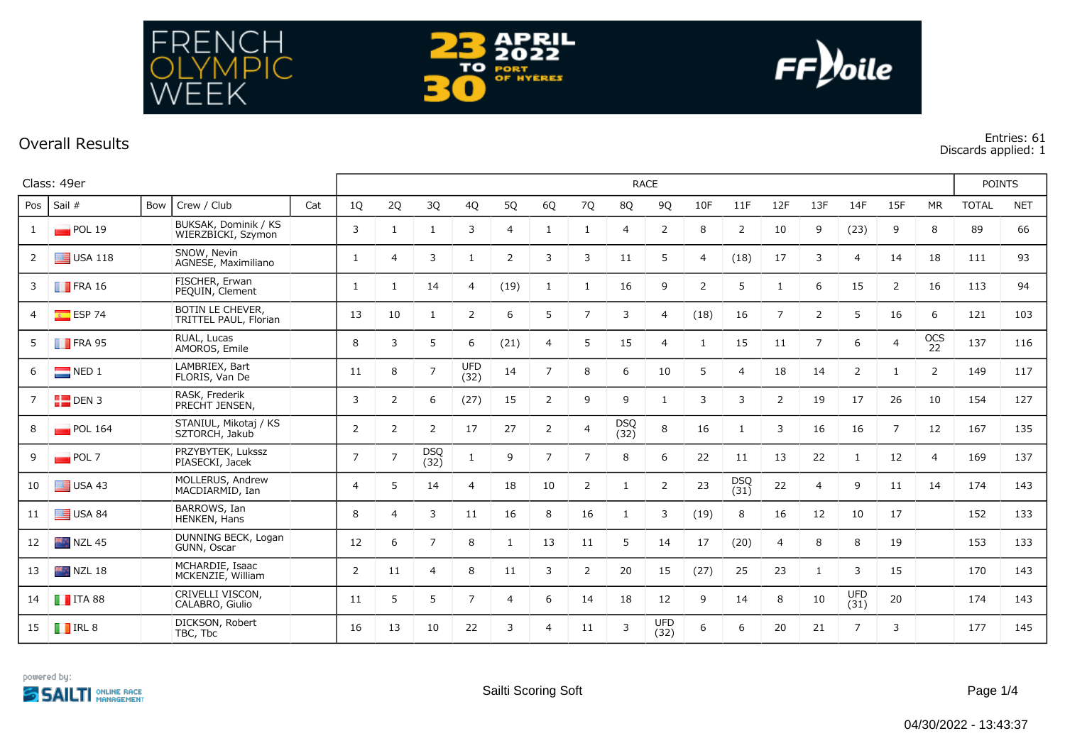FRENCH OLYMPIC WEEK

23 TO 30 APRIL 2022 PORT OF HYÈRES

FFVoile

## Overall Results

Entries: 61
Discards applied: 1

| Class: 49er | | | | | RACE | | | | | | | | | | | | | | | | POINTS | |
|---|---|---|---|---|---|---|---|---|---|---|---|---|---|---|---|---|---|---|---|---|---|---|
| Pos | Sail # | Bow | Crew / Club | Cat | 1Q | 2Q | 3Q | 4Q | 5Q | 6Q | 7Q | 8Q | 9Q | 10F | 11F | 12F | 13F | 14F | 15F | MR | TOTAL | NET |
| 1 | POL 19 | | BUKSAK, Dominik / KS WIERZBICKI, Szymon | | 3 | 1 | 1 | 3 | 4 | 1 | 1 | 4 | 2 | 8 | 2 | 10 | 9 | (23) | 9 | 8 | 89 | 66 |
| 2 | USA 118 | | SNOW, Nevin AGNESE, Maximiliano | | 1 | 4 | 3 | 1 | 2 | 3 | 3 | 11 | 5 | 4 | (18) | 17 | 3 | 4 | 14 | 18 | 111 | 93 |
| 3 | FRA 16 | | FISCHER, Erwan PEQUIN, Clement | | 1 | 1 | 14 | 4 | (19) | 1 | 1 | 16 | 9 | 2 | 5 | 1 | 6 | 15 | 2 | 16 | 113 | 94 |
| 4 | ESP 74 | | BOTIN LE CHEVER, TRITTEL PAUL, Florian | | 13 | 10 | 1 | 2 | 6 | 5 | 7 | 3 | 4 | (18) | 16 | 7 | 2 | 5 | 16 | 6 | 121 | 103 |
| 5 | FRA 95 | | RUAL, Lucas AMOROS, Emile | | 8 | 3 | 5 | 6 | (21) | 4 | 5 | 15 | 4 | 1 | 15 | 11 | 7 | 6 | 4 | OCS 22 | 137 | 116 |
| 6 | NED 1 | | LAMBRIEX, Bart FLORIS, Van De | | 11 | 8 | 7 | UFD (32) | 14 | 7 | 8 | 6 | 10 | 5 | 4 | 18 | 14 | 2 | 1 | 2 | 149 | 117 |
| 7 | DEN 3 | | RASK, Frederik PRECHT JENSEN, | | 3 | 2 | 6 | (27) | 15 | 2 | 9 | 9 | 1 | 3 | 3 | 2 | 19 | 17 | 26 | 10 | 154 | 127 |
| 8 | POL 164 | | STANIUL, Mikotaj / KS SZTORCH, Jakub | | 2 | 2 | 2 | 17 | 27 | 2 | 4 | DSQ (32) | 8 | 16 | 1 | 3 | 16 | 16 | 7 | 12 | 167 | 135 |
| 9 | POL 7 | | PRZYBYTEK, Lukssz PIASECKI, Jacek | | 7 | 7 | DSQ (32) | 1 | 9 | 7 | 7 | 8 | 6 | 22 | 11 | 13 | 22 | 1 | 12 | 4 | 169 | 137 |
| 10 | USA 43 | | MOLLERUS, Andrew MACDIARMID, Ian | | 4 | 5 | 14 | 4 | 18 | 10 | 2 | 1 | 2 | 23 | DSQ (31) | 22 | 4 | 9 | 11 | 14 | 174 | 143 |
| 11 | USA 84 | | BARROWS, Ian HENKEN, Hans | | 8 | 4 | 3 | 11 | 16 | 8 | 16 | 1 | 3 | (19) | 8 | 16 | 12 | 10 | 17 | | 152 | 133 |
| 12 | NZL 45 | | DUNNING BECK, Logan GUNN, Oscar | | 12 | 6 | 7 | 8 | 1 | 13 | 11 | 5 | 14 | 17 | (20) | 4 | 8 | 8 | 19 | | 153 | 133 |
| 13 | NZL 18 | | MCHARDIE, Isaac MCKENZIE, William | | 2 | 11 | 4 | 8 | 11 | 3 | 2 | 20 | 15 | (27) | 25 | 23 | 1 | 3 | 15 | | 170 | 143 |
| 14 | ITA 88 | | CRIVELLI VISCON, CALABRO, Giulio | | 11 | 5 | 5 | 7 | 4 | 6 | 14 | 18 | 12 | 9 | 14 | 8 | 10 | UFD (31) | 20 | | 174 | 143 |
| 15 | IRL 8 | | DICKSON, Robert TBC, Tbc | | 16 | 13 | 10 | 22 | 3 | 4 | 11 | 3 | UFD (32) | 6 | 6 | 20 | 21 | 7 | 3 | | 177 | 145 |

powered by: SAILTI ONLINE RACE MANAGEMENT

Sailti Scoring Soft

04/30/2022 - 13:43:37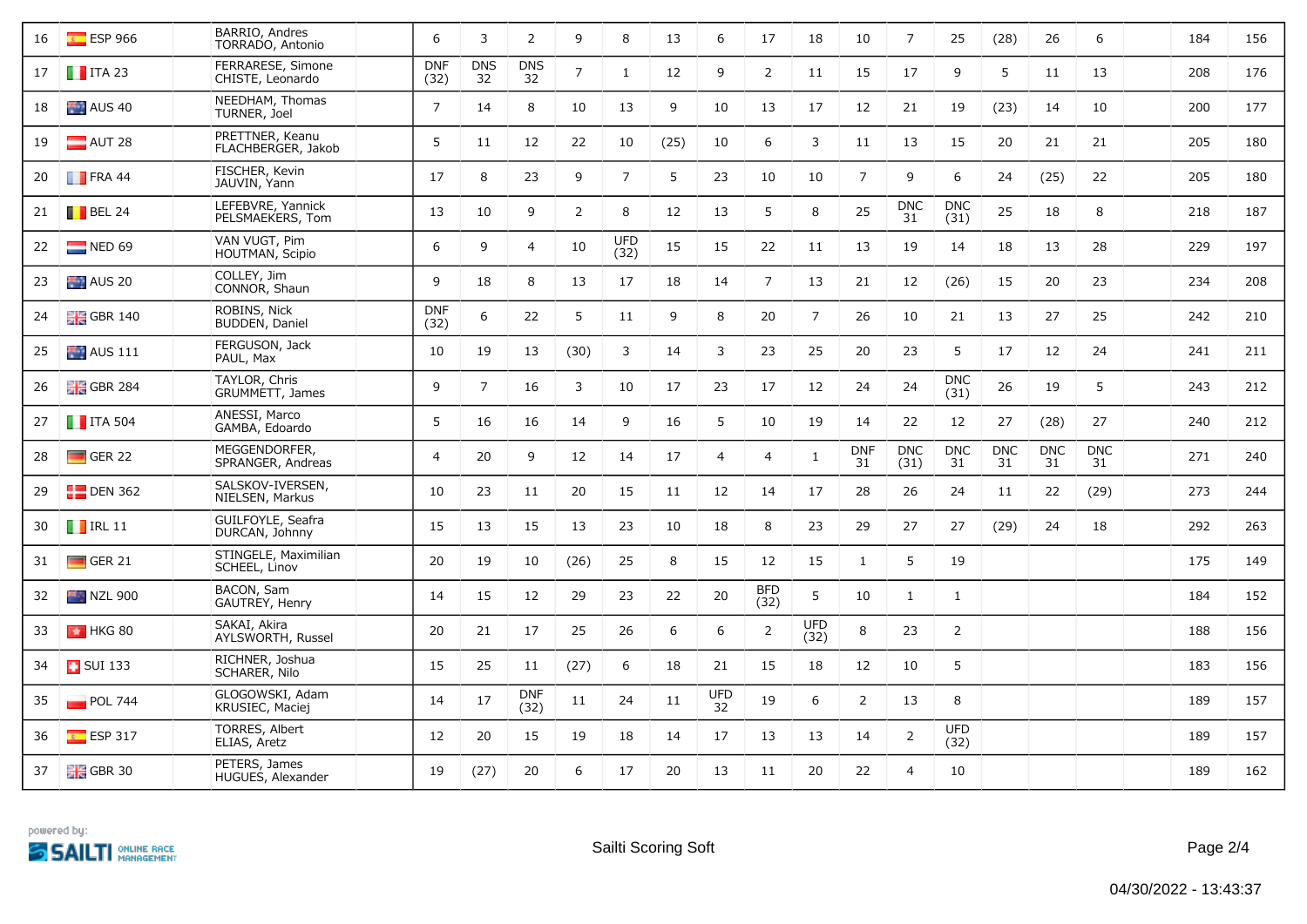| | | | | | | | | | | | | | | | | | | | | | | |
|---|---|---|---|---|---|---|---|---|---|---|---|---|---|---|---|---|---|---|---|---|---|---|
| 16 | ESP 966 | | BARRIO, Andres TORRADO, Antonio | | 6 | 3 | 2 | 9 | 8 | 13 | 6 | 17 | 18 | 10 | 7 | 25 | (28) | 26 | 6 | | 184 | 156 |
| 17 | ITA 23 | | FERRARESE, Simone CHISTE, Leonardo | | DNF (32) | DNS 32 | DNS 32 | 7 | 1 | 12 | 9 | 2 | 11 | 15 | 17 | 9 | 5 | 11 | 13 | | 208 | 176 |
| 18 | AUS 40 | | NEEDHAM, Thomas TURNER, Joel | | 7 | 14 | 8 | 10 | 13 | 9 | 10 | 13 | 17 | 12 | 21 | 19 | (23) | 14 | 10 | | 200 | 177 |
| 19 | AUT 28 | | PRETTNER, Keanu FLACHBERGER, Jakob | | 5 | 11 | 12 | 22 | 10 | (25) | 10 | 6 | 3 | 11 | 13 | 15 | 20 | 21 | 21 | | 205 | 180 |
| 20 | FRA 44 | | FISCHER, Kevin JAUVIN, Yann | | 17 | 8 | 23 | 9 | 7 | 5 | 23 | 10 | 10 | 7 | 9 | 6 | 24 | (25) | 22 | | 205 | 180 |
| 21 | BEL 24 | | LEFEBVRE, Yannick PELSMAEKERS, Tom | | 13 | 10 | 9 | 2 | 8 | 12 | 13 | 5 | 8 | 25 | DNC 31 | DNC (31) | 25 | 18 | 8 | | 218 | 187 |
| 22 | NED 69 | | VAN VUGT, Pim HOUTMAN, Scipio | | 6 | 9 | 4 | 10 | UFD (32) | 15 | 15 | 22 | 11 | 13 | 19 | 14 | 18 | 13 | 28 | | 229 | 197 |
| 23 | AUS 20 | | COLLEY, Jim CONNOR, Shaun | | 9 | 18 | 8 | 13 | 17 | 18 | 14 | 7 | 13 | 21 | 12 | (26) | 15 | 20 | 23 | | 234 | 208 |
| 24 | GBR 140 | | ROBINS, Nick BUDDEN, Daniel | | DNF (32) | 6 | 22 | 5 | 11 | 9 | 8 | 20 | 7 | 26 | 10 | 21 | 13 | 27 | 25 | | 242 | 210 |
| 25 | AUS 111 | | FERGUSON, Jack PAUL, Max | | 10 | 19 | 13 | (30) | 3 | 14 | 3 | 23 | 25 | 20 | 23 | 5 | 17 | 12 | 24 | | 241 | 211 |
| 26 | GBR 284 | | TAYLOR, Chris GRUMMETT, James | | 9 | 7 | 16 | 3 | 10 | 17 | 23 | 17 | 12 | 24 | 24 | DNC (31) | 26 | 19 | 5 | | 243 | 212 |
| 27 | ITA 504 | | ANESSI, Marco GAMBA, Edoardo | | 5 | 16 | 16 | 14 | 9 | 16 | 5 | 10 | 19 | 14 | 22 | 12 | 27 | (28) | 27 | | 240 | 212 |
| 28 | GER 22 | | MEGGENDORFER, SPRANGER, Andreas | | 4 | 20 | 9 | 12 | 14 | 17 | 4 | 4 | 1 | DNF 31 | DNC (31) | DNC 31 | DNC 31 | DNC 31 | DNC 31 | | 271 | 240 |
| 29 | DEN 362 | | SALSKOV-IVERSEN, NIELSEN, Markus | | 10 | 23 | 11 | 20 | 15 | 11 | 12 | 14 | 17 | 28 | 26 | 24 | 11 | 22 | (29) | | 273 | 244 |
| 30 | IRL 11 | | GUILFOYLE, Seafra DURCAN, Johnny | | 15 | 13 | 15 | 13 | 23 | 10 | 18 | 8 | 23 | 29 | 27 | 27 | (29) | 24 | 18 | | 292 | 263 |
| 31 | GER 21 | | STINGELE, Maximilian SCHEEL, Linov | | 20 | 19 | 10 | (26) | 25 | 8 | 15 | 12 | 15 | 1 | 5 | 19 | | | | | 175 | 149 |
| 32 | NZL 900 | | BACON, Sam GAUTREY, Henry | | 14 | 15 | 12 | 29 | 23 | 22 | 20 | BFD (32) | 5 | 10 | 1 | 1 | | | | | 184 | 152 |
| 33 | HKG 80 | | SAKAI, Akira AYLSWORTH, Russel | | 20 | 21 | 17 | 25 | 26 | 6 | 6 | 2 | UFD (32) | 8 | 23 | 2 | | | | | 188 | 156 |
| 34 | SUI 133 | | RICHNER, Joshua SCHARER, Nilo | | 15 | 25 | 11 | (27) | 6 | 18 | 21 | 15 | 18 | 12 | 10 | 5 | | | | | 183 | 156 |
| 35 | POL 744 | | GLOGOWSKI, Adam KRUSIEC, Maciej | | 14 | 17 | DNF (32) | 11 | 24 | 11 | UFD 32 | 19 | 6 | 2 | 13 | 8 | | | | | 189 | 157 |
| 36 | ESP 317 | | TORRES, Albert ELIAS, Aretz | | 12 | 20 | 15 | 19 | 18 | 14 | 17 | 13 | 13 | 14 | 2 | UFD (32) | | | | | 189 | 157 |
| 37 | GBR 30 | | PETERS, James HUGUES, Alexander | | 19 | (27) | 20 | 6 | 17 | 20 | 13 | 11 | 20 | 22 | 4 | 10 | | | | | 189 | 162 |

powered by: SAILTI ONLINE RACE MANAGEMENT

Sailti Scoring Soft

04/30/2022 - 13:43:37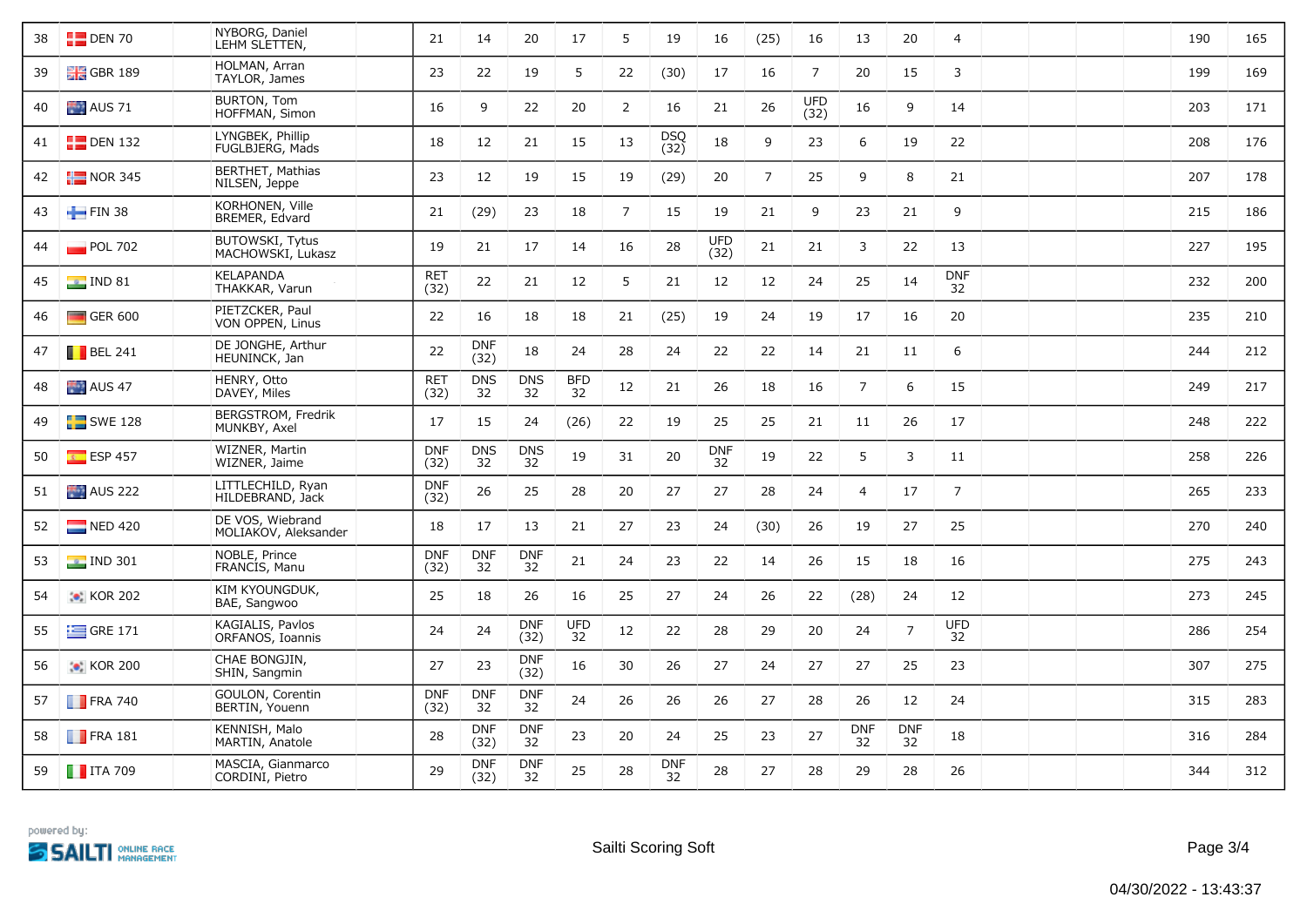| 38 | DEN 70 | NYBORG, Daniel LEHM SLETTEN, | | 21 | 14 | 20 | 17 | 5 | 19 | 16 | (25) | 16 | 13 | 20 | 4 | | | | 190 | 165 |
|---|---|---|---|---|---|---|---|---|---|---|---|---|---|---|---|---|---|---|---|---|
| 39 | GBR 189 | HOLMAN, Arran TAYLOR, James | | 23 | 22 | 19 | 5 | 22 | (30) | 17 | 16 | 7 | 20 | 15 | 3 | | | | 199 | 169 |
| 40 | AUS 71 | BURTON, Tom HOFFMAN, Simon | | 16 | 9 | 22 | 20 | 2 | 16 | 21 | 26 | UFD (32) | 16 | 9 | 14 | | | | 203 | 171 |
| 41 | DEN 132 | LYNGBEK, Phillip FUGLBJERG, Mads | | 18 | 12 | 21 | 15 | 13 | DSQ (32) | 18 | 9 | 23 | 6 | 19 | 22 | | | | 208 | 176 |
| 42 | NOR 345 | BERTHET, Mathias NILSEN, Jeppe | | 23 | 12 | 19 | 15 | 19 | (29) | 20 | 7 | 25 | 9 | 8 | 21 | | | | 207 | 178 |
| 43 | FIN 38 | KORHONEN, Ville BREMER, Edvard | | 21 | (29) | 23 | 18 | 7 | 15 | 19 | 21 | 9 | 23 | 21 | 9 | | | | 215 | 186 |
| 44 | POL 702 | BUTOWSKI, Tytus MACHOWSKI, Lukasz | | 19 | 21 | 17 | 14 | 16 | 28 | UFD (32) | 21 | 21 | 3 | 22 | 13 | | | | 227 | 195 |
| 45 | IND 81 | KELAPANDA THAKKAR, Varun | | RET (32) | 22 | 21 | 12 | 5 | 21 | 12 | 12 | 24 | 25 | 14 | DNF 32 | | | | 232 | 200 |
| 46 | GER 600 | PIETZCKER, Paul VON OPPEN, Linus | | 22 | 16 | 18 | 18 | 21 | (25) | 19 | 24 | 19 | 17 | 16 | 20 | | | | 235 | 210 |
| 47 | BEL 241 | DE JONGHE, Arthur HEUNINCK, Jan | | 22 | DNF (32) | 18 | 24 | 28 | 24 | 22 | 22 | 14 | 21 | 11 | 6 | | | | 244 | 212 |
| 48 | AUS 47 | HENRY, Otto DAVEY, Miles | | RET (32) | DNS 32 | DNS 32 | BFD 32 | 12 | 21 | 26 | 18 | 16 | 7 | 6 | 15 | | | | 249 | 217 |
| 49 | SWE 128 | BERGSTROM, Fredrik MUNKBY, Axel | | 17 | 15 | 24 | (26) | 22 | 19 | 25 | 25 | 21 | 11 | 26 | 17 | | | | 248 | 222 |
| 50 | ESP 457 | WIZNER, Martin WIZNER, Jaime | | DNF (32) | DNS 32 | DNS 32 | 19 | 31 | 20 | DNF 32 | 19 | 22 | 5 | 3 | 11 | | | | 258 | 226 |
| 51 | AUS 222 | LITTLECHILD, Ryan HILDEBRAND, Jack | | DNF (32) | 26 | 25 | 28 | 20 | 27 | 27 | 28 | 24 | 4 | 17 | 7 | | | | 265 | 233 |
| 52 | NED 420 | DE VOS, Wiebrand MOLIAKOV, Aleksander | | 18 | 17 | 13 | 21 | 27 | 23 | 24 | (30) | 26 | 19 | 27 | 25 | | | | 270 | 240 |
| 53 | IND 301 | NOBLE, Prince FRANCIS, Manu | | DNF (32) | DNF 32 | DNF 32 | 21 | 24 | 23 | 22 | 14 | 26 | 15 | 18 | 16 | | | | 275 | 243 |
| 54 | KOR 202 | KIM KYOUNGDUK, BAE, Sangwoo | | 25 | 18 | 26 | 16 | 25 | 27 | 24 | 26 | 22 | (28) | 24 | 12 | | | | 273 | 245 |
| 55 | GRE 171 | KAGIALIS, Pavlos ORFANOS, Ioannis | | 24 | 24 | DNF (32) | UFD 32 | 12 | 22 | 28 | 29 | 20 | 24 | 7 | UFD 32 | | | | 286 | 254 |
| 56 | KOR 200 | CHAE BONGJIN, SHIN, Sangmin | | 27 | 23 | DNF (32) | 16 | 30 | 26 | 27 | 24 | 27 | 27 | 25 | 23 | | | | 307 | 275 |
| 57 | FRA 740 | GOULON, Corentin BERTIN, Youenn | | DNF (32) | DNF 32 | DNF 32 | 24 | 26 | 26 | 26 | 27 | 28 | 26 | 12 | 24 | | | | 315 | 283 |
| 58 | FRA 181 | KENNISH, Malo MARTIN, Anatole | | 28 | DNF (32) | DNF 32 | 23 | 20 | 24 | 25 | 23 | 27 | DNF 32 | DNF 32 | 18 | | | | 316 | 284 |
| 59 | ITA 709 | MASCIA, Gianmarco CORDINI, Pietro | | 29 | DNF (32) | DNF 32 | 25 | 28 | DNF 32 | 28 | 27 | 28 | 29 | 28 | 26 | | | | 344 | 312 |

powered by: SAILTI ONLINE RACE MANAGEMENT

Sailti Scoring Soft

04/30/2022 - 13:43:37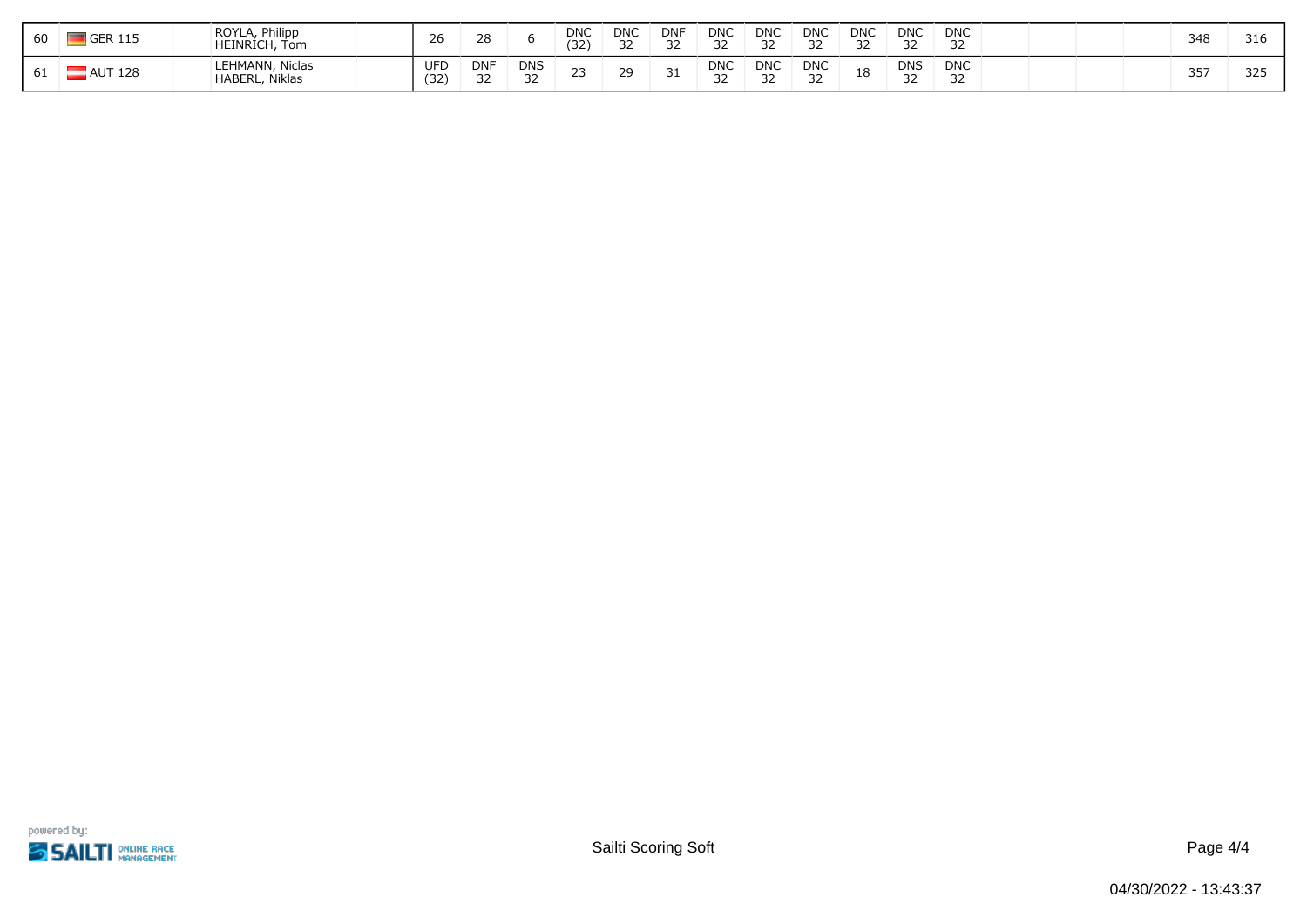| | | | | | | | | | | | | | | | | | | | | | | |
|---|---|---|---|---|---|---|---|---|---|---|---|---|---|---|---|---|---|---|---|---|---|---|
| 60 | GER 115 | | ROYLA, Philipp HEINRICH, Tom | | 26 | 28 | 6 | DNC (32) | DNC 32 | DNF 32 | DNC 32 | DNC 32 | DNC 32 | DNC 32 | DNC 32 | DNC 32 | | | | | 348 | 316 |
| 61 | AUT 128 | | LEHMANN, Niclas HABERL, Niklas | | UFD (32) | DNF 32 | DNS 32 | 23 | 29 | 31 | DNC 32 | DNC 32 | DNC 32 | 18 | DNS 32 | DNC 32 | | | | | 357 | 325 |

powered by: SAILTI ONLINE RACE MANAGEMENT

Sailti Scoring Soft

04/30/2022 - 13:43:37